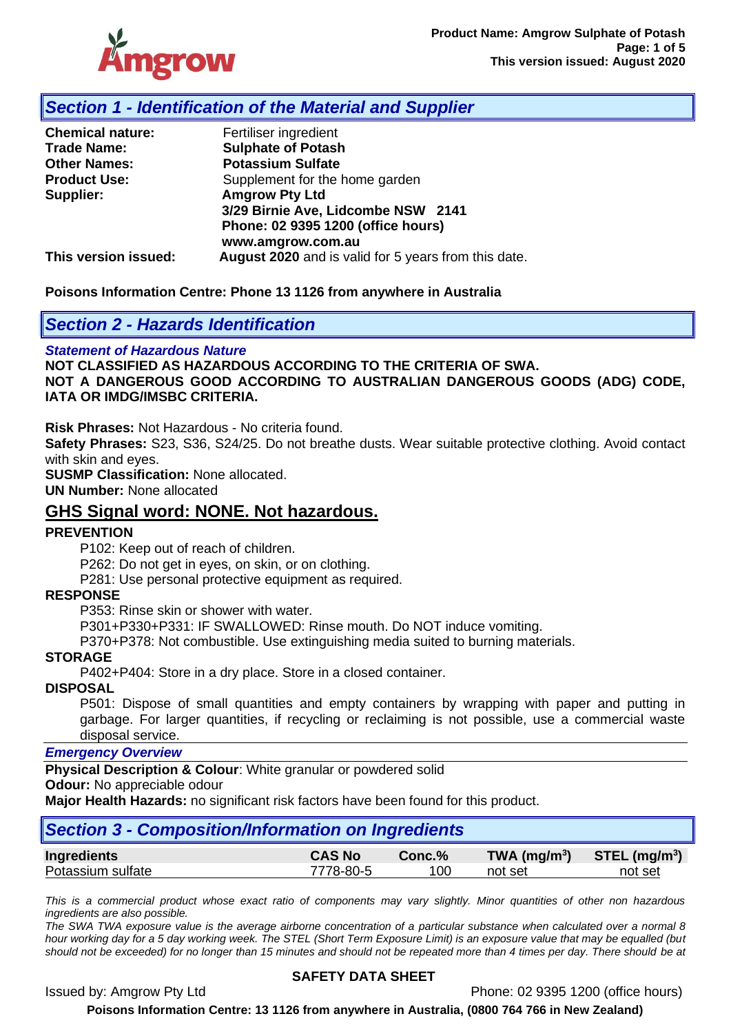## Section 1 - Identification of the Material and Supplier

**Chemical nature:** Fertiliser ingredient
**Trade Name:** **Sulphate of Potash**
**Other Names:** **Potassium Sulfate**
**Product Use:** Supplement for the home garden
**Supplier:** **Amgrow Pty Ltd**
**3/29 Birnie Ave, Lidcombe NSW 2141**
**Phone: 02 9395 1200 (office hours)**
**www.amgrow.com.au**
**This version issued:** **August 2020** and is valid for 5 years from this date.

**Poisons Information Centre: Phone 13 1126 from anywhere in Australia**

## Section 2 - Hazards Identification

***Statement of Hazardous Nature***

**NOT CLASSIFIED AS HAZARDOUS ACCORDING TO THE CRITERIA OF SWA.**
**NOT A DANGEROUS GOOD ACCORDING TO AUSTRALIAN DANGEROUS GOODS (ADG) CODE, IATA OR IMDG/IMSBC CRITERIA.**

**Risk Phrases:** Not Hazardous - No criteria found.
**Safety Phrases:** S23, S36, S24/25. Do not breathe dusts. Wear suitable protective clothing. Avoid contact with skin and eyes.
**SUSMP Classification:** None allocated.
**UN Number:** None allocated

### GHS Signal word: NONE. Not hazardous.

**PREVENTION**

P102: Keep out of reach of children.
P262: Do not get in eyes, on skin, or on clothing.
P281: Use personal protective equipment as required.

**RESPONSE**

P353: Rinse skin or shower with water.
P301+P330+P331: IF SWALLOWED: Rinse mouth. Do NOT induce vomiting.
P370+P378: Not combustible. Use extinguishing media suited to burning materials.

**STORAGE**

P402+P404: Store in a dry place. Store in a closed container.

**DISPOSAL**

P501: Dispose of small quantities and empty containers by wrapping with paper and putting in garbage. For larger quantities, if recycling or reclaiming is not possible, use a commercial waste disposal service.

***Emergency Overview***

**Physical Description & Colour**: White granular or powdered solid
**Odour:** No appreciable odour
**Major Health Hazards:** no significant risk factors have been found for this product.

## Section 3 - Composition/Information on Ingredients

| Ingredients | CAS No | Conc.% | TWA (mg/m$^3$) | STEL (mg/m$^3$) |
|---|---|---|---|---|
| Potassium sulfate | 7778-80-5 | 100 | not set | not set |

*This is a commercial product whose exact ratio of components may vary slightly. Minor quantities of other non hazardous ingredients are also possible.*
*The SWA TWA exposure value is the average airborne concentration of a particular substance when calculated over a normal 8 hour working day for a 5 day working week. The STEL (Short Term Exposure Limit) is an exposure value that may be equalled (but should not be exceeded) for no longer than 15 minutes and should not be repeated more than 4 times per day. There should be at*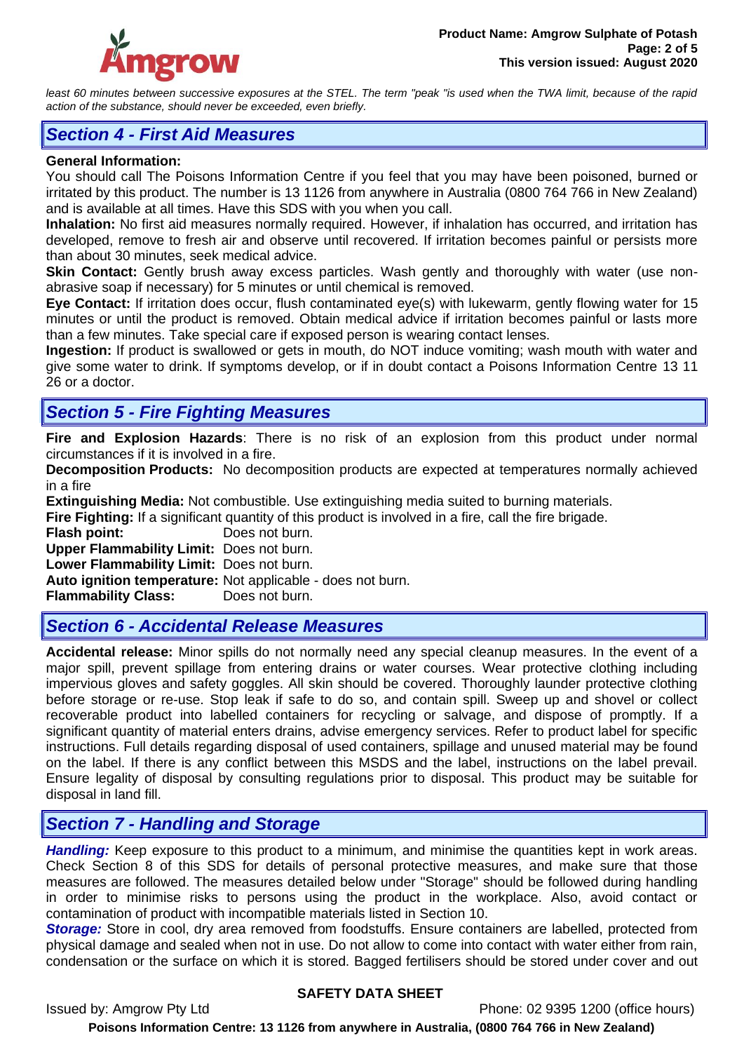*least 60 minutes between successive exposures at the STEL. The term "peak "is used when the TWA limit, because of the rapid action of the substance, should never be exceeded, even briefly.*

## *Section 4 - First Aid Measures*

**General Information:**
You should call The Poisons Information Centre if you feel that you may have been poisoned, burned or irritated by this product. The number is 13 1126 from anywhere in Australia (0800 764 766 in New Zealand) and is available at all times. Have this SDS with you when you call.

**Inhalation:** No first aid measures normally required. However, if inhalation has occurred, and irritation has developed, remove to fresh air and observe until recovered. If irritation becomes painful or persists more than about 30 minutes, seek medical advice.

**Skin Contact:** Gently brush away excess particles. Wash gently and thoroughly with water (use non-abrasive soap if necessary) for 5 minutes or until chemical is removed.

**Eye Contact:** If irritation does occur, flush contaminated eye(s) with lukewarm, gently flowing water for 15 minutes or until the product is removed. Obtain medical advice if irritation becomes painful or lasts more than a few minutes. Take special care if exposed person is wearing contact lenses.

**Ingestion:** If product is swallowed or gets in mouth, do NOT induce vomiting; wash mouth with water and give some water to drink. If symptoms develop, or if in doubt contact a Poisons Information Centre 13 11 26 or a doctor.

## *Section 5 - Fire Fighting Measures*

**Fire and Explosion Hazards**: There is no risk of an explosion from this product under normal circumstances if it is involved in a fire.

**Decomposition Products:** No decomposition products are expected at temperatures normally achieved in a fire

**Extinguishing Media:** Not combustible. Use extinguishing media suited to burning materials.

**Fire Fighting:** If a significant quantity of this product is involved in a fire, call the fire brigade.

**Flash point:** Does not burn.
**Upper Flammability Limit:** Does not burn.
**Lower Flammability Limit:** Does not burn.
**Auto ignition temperature:** Not applicable - does not burn.
**Flammability Class:** Does not burn.

## *Section 6 - Accidental Release Measures*

**Accidental release:** Minor spills do not normally need any special cleanup measures. In the event of a major spill, prevent spillage from entering drains or water courses. Wear protective clothing including impervious gloves and safety goggles. All skin should be covered. Thoroughly launder protective clothing before storage or re-use. Stop leak if safe to do so, and contain spill. Sweep up and shovel or collect recoverable product into labelled containers for recycling or salvage, and dispose of promptly. If a significant quantity of material enters drains, advise emergency services. Refer to product label for specific instructions. Full details regarding disposal of used containers, spillage and unused material may be found on the label. If there is any conflict between this MSDS and the label, instructions on the label prevail. Ensure legality of disposal by consulting regulations prior to disposal. This product may be suitable for disposal in land fill.

## *Section 7 - Handling and Storage*

***Handling:*** Keep exposure to this product to a minimum, and minimise the quantities kept in work areas. Check Section 8 of this SDS for details of personal protective measures, and make sure that those measures are followed. The measures detailed below under "Storage" should be followed during handling in order to minimise risks to persons using the product in the workplace. Also, avoid contact or contamination of product with incompatible materials listed in Section 10.

***Storage:*** Store in cool, dry area removed from foodstuffs. Ensure containers are labelled, protected from physical damage and sealed when not in use. Do not allow to come into contact with water either from rain, condensation or the surface on which it is stored. Bagged fertilisers should be stored under cover and out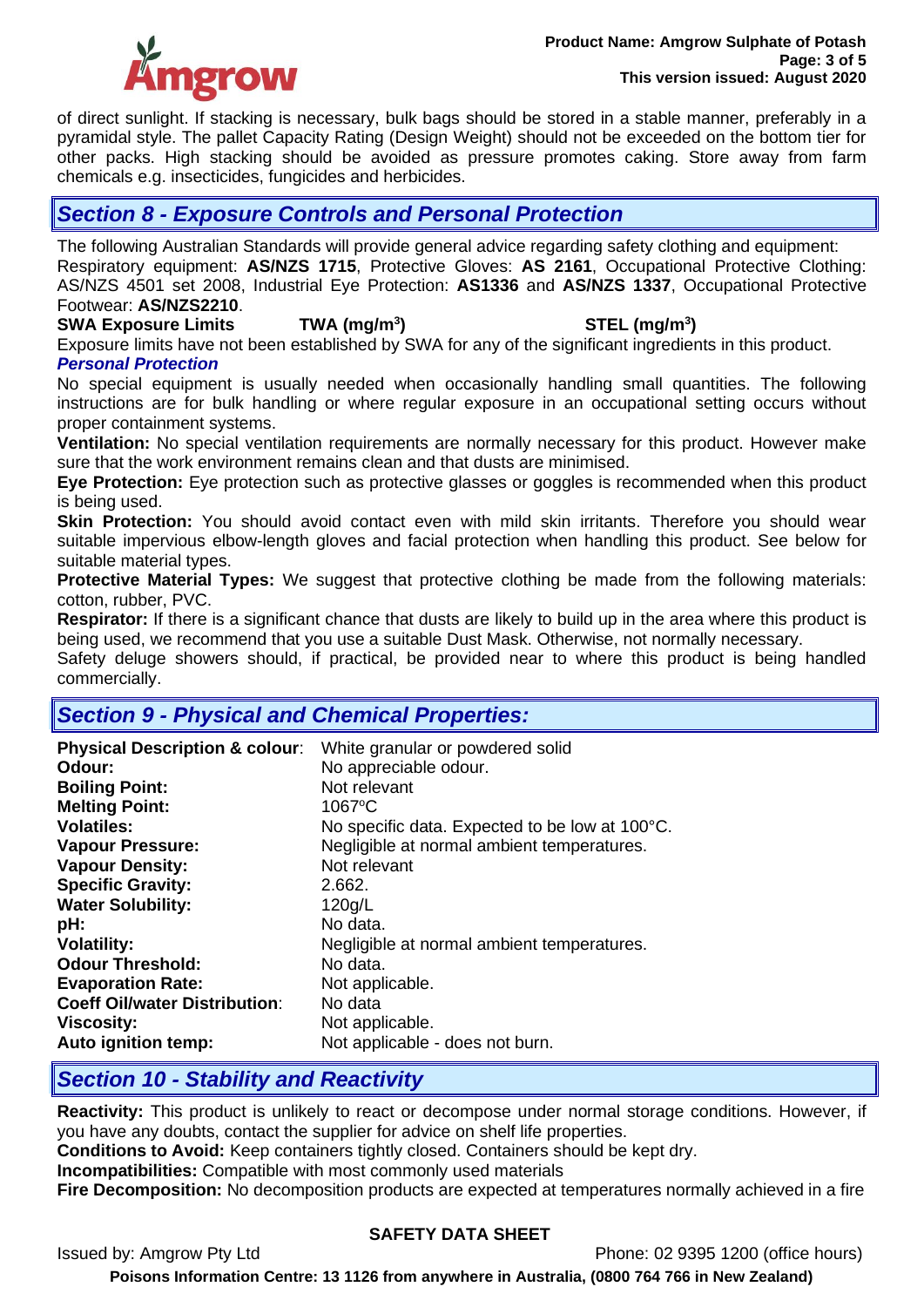of direct sunlight. If stacking is necessary, bulk bags should be stored in a stable manner, preferably in a pyramidal style. The pallet Capacity Rating (Design Weight) should not be exceeded on the bottom tier for other packs. High stacking should be avoided as pressure promotes caking. Store away from farm chemicals e.g. insecticides, fungicides and herbicides.

## *Section 8 - Exposure Controls and Personal Protection*

The following Australian Standards will provide general advice regarding safety clothing and equipment:
Respiratory equipment: **AS/NZS 1715**, Protective Gloves: **AS 2161**, Occupational Protective Clothing: AS/NZS 4501 set 2008, Industrial Eye Protection: **AS1336** and **AS/NZS 1337**, Occupational Protective Footwear: **AS/NZS2210**.

**SWA Exposure Limits** **TWA ($mg/m^3$)** **STEL ($mg/m^3$)**

Exposure limits have not been established by SWA for any of the significant ingredients in this product.

***Personal Protection***

No special equipment is usually needed when occasionally handling small quantities. The following instructions are for bulk handling or where regular exposure in an occupational setting occurs without proper containment systems.

**Ventilation:** No special ventilation requirements are normally necessary for this product. However make sure that the work environment remains clean and that dusts are minimised.

**Eye Protection:** Eye protection such as protective glasses or goggles is recommended when this product is being used.

**Skin Protection:** You should avoid contact even with mild skin irritants. Therefore you should wear suitable impervious elbow-length gloves and facial protection when handling this product. See below for suitable material types.

**Protective Material Types:** We suggest that protective clothing be made from the following materials: cotton, rubber, PVC.

**Respirator:** If there is a significant chance that dusts are likely to build up in the area where this product is being used, we recommend that you use a suitable Dust Mask. Otherwise, not normally necessary.

Safety deluge showers should, if practical, be provided near to where this product is being handled commercially.

## *Section 9 - Physical and Chemical Properties:*

| | |
|---|---|
| **Physical Description & colour**: | White granular or powdered solid |
| **Odour:** | No appreciable odour. |
| **Boiling Point:** | Not relevant |
| **Melting Point:** | 1067ºC |
| **Volatiles:** | No specific data. Expected to be low at 100°C. |
| **Vapour Pressure:** | Negligible at normal ambient temperatures. |
| **Vapour Density:** | Not relevant |
| **Specific Gravity:** | 2.662. |
| **Water Solubility:** | 120g/L |
| **pH:** | No data. |
| **Volatility:** | Negligible at normal ambient temperatures. |
| **Odour Threshold:** | No data. |
| **Evaporation Rate:** | Not applicable. |
| **Coeff Oil/water Distribution**: | No data |
| **Viscosity:** | Not applicable. |
| **Auto ignition temp:** | Not applicable - does not burn. |

## *Section 10 - Stability and Reactivity*

**Reactivity:** This product is unlikely to react or decompose under normal storage conditions. However, if you have any doubts, contact the supplier for advice on shelf life properties.

**Conditions to Avoid:** Keep containers tightly closed. Containers should be kept dry.

**Incompatibilities:** Compatible with most commonly used materials

**Fire Decomposition:** No decomposition products are expected at temperatures normally achieved in a fire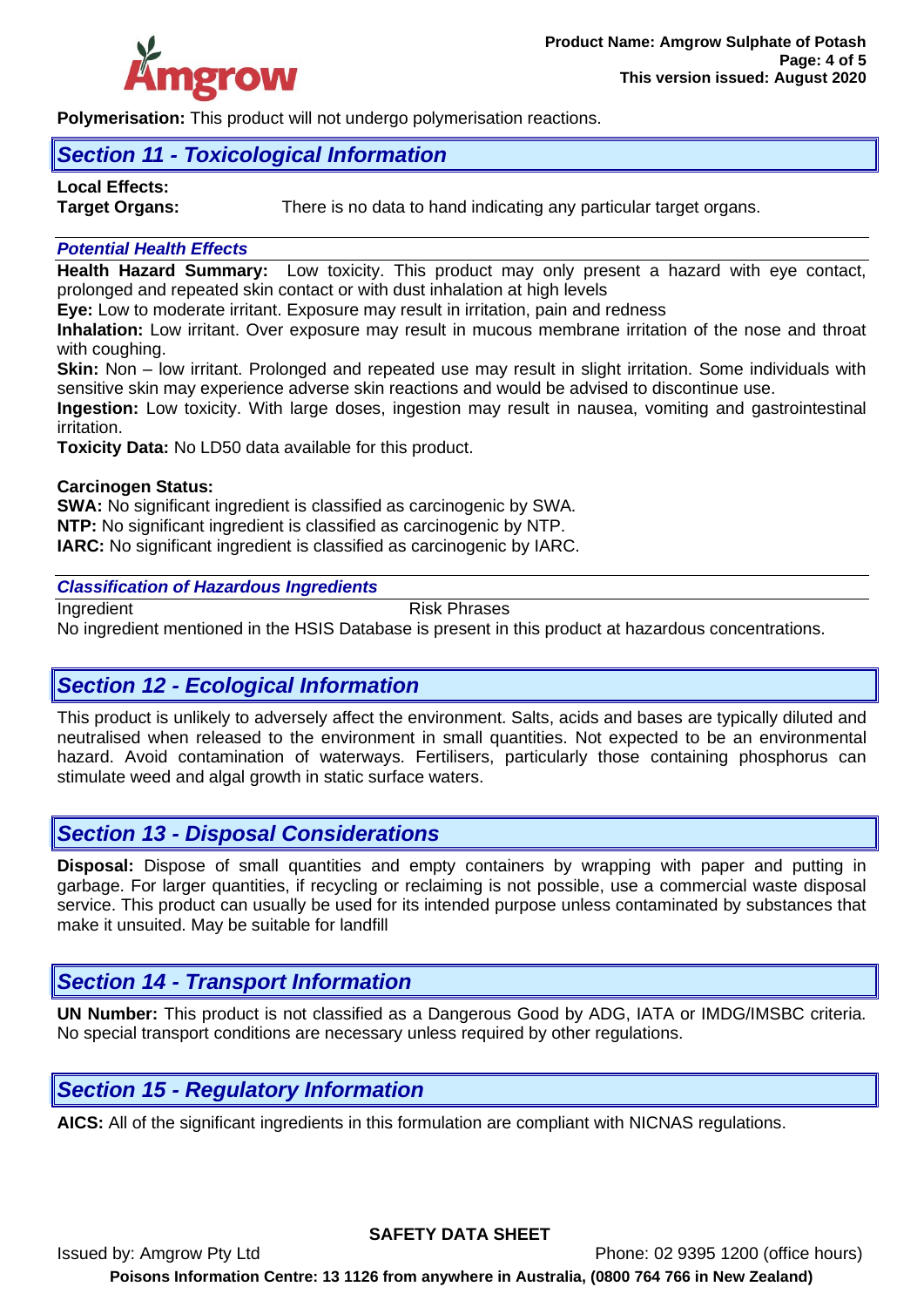**Polymerisation:** This product will not undergo polymerisation reactions.

## *Section 11 - Toxicological Information*

**Local Effects:**

**Target Organs:** There is no data to hand indicating any particular target organs.

### *Potential Health Effects*

**Health Hazard Summary:** Low toxicity. This product may only present a hazard with eye contact, prolonged and repeated skin contact or with dust inhalation at high levels

**Eye:** Low to moderate irritant. Exposure may result in irritation, pain and redness

**Inhalation:** Low irritant. Over exposure may result in mucous membrane irritation of the nose and throat with coughing.

**Skin:** Non – low irritant. Prolonged and repeated use may result in slight irritation. Some individuals with sensitive skin may experience adverse skin reactions and would be advised to discontinue use.

**Ingestion:** Low toxicity. With large doses, ingestion may result in nausea, vomiting and gastrointestinal irritation.

**Toxicity Data:** No LD50 data available for this product.

**Carcinogen Status:**

**SWA:** No significant ingredient is classified as carcinogenic by SWA.

**NTP:** No significant ingredient is classified as carcinogenic by NTP.

**IARC:** No significant ingredient is classified as carcinogenic by IARC.

### *Classification of Hazardous Ingredients*

| Ingredient | Risk Phrases |
|---|---|

No ingredient mentioned in the HSIS Database is present in this product at hazardous concentrations.

## *Section 12 - Ecological Information*

This product is unlikely to adversely affect the environment. Salts, acids and bases are typically diluted and neutralised when released to the environment in small quantities. Not expected to be an environmental hazard. Avoid contamination of waterways. Fertilisers, particularly those containing phosphorus can stimulate weed and algal growth in static surface waters.

## *Section 13 - Disposal Considerations*

**Disposal:** Dispose of small quantities and empty containers by wrapping with paper and putting in garbage. For larger quantities, if recycling or reclaiming is not possible, use a commercial waste disposal service. This product can usually be used for its intended purpose unless contaminated by substances that make it unsuited. May be suitable for landfill

## *Section 14 - Transport Information*

**UN Number:** This product is not classified as a Dangerous Good by ADG, IATA or IMDG/IMSBC criteria. No special transport conditions are necessary unless required by other regulations.

## *Section 15 - Regulatory Information*

**AICS:** All of the significant ingredients in this formulation are compliant with NICNAS regulations.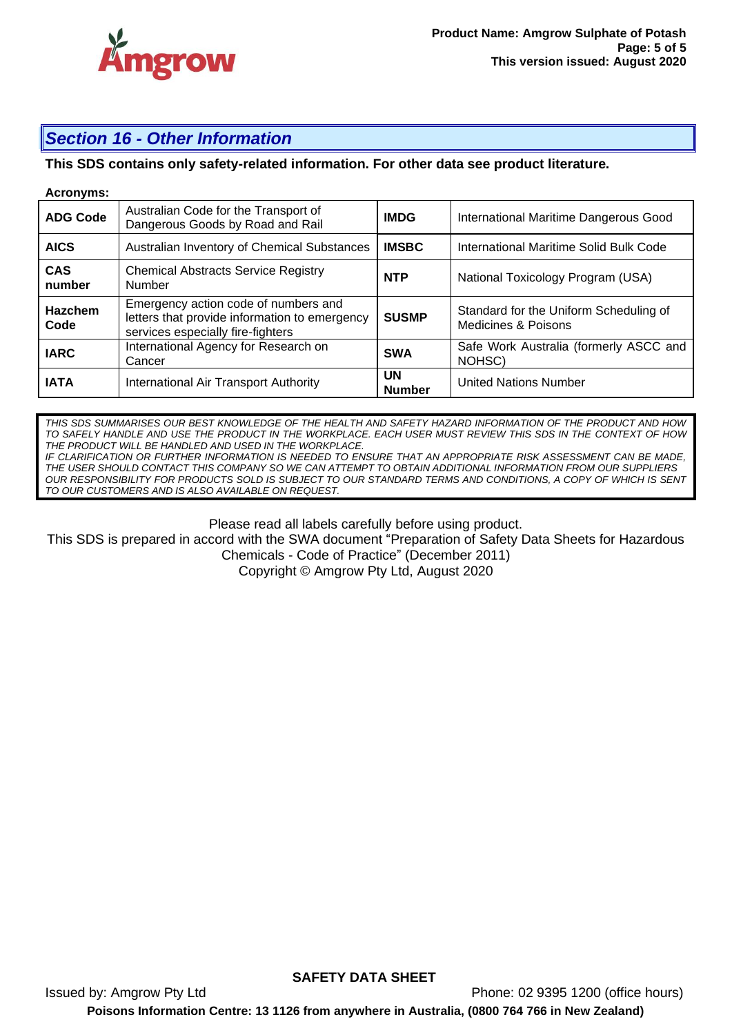## Section 16 - Other Information

**This SDS contains only safety-related information. For other data see product literature.**

**Acronyms:**

| | | | |
|---|---|---|---|
| **ADG Code** | Australian Code for the Transport of Dangerous Goods by Road and Rail | **IMDG** | International Maritime Dangerous Good |
| **AICS** | Australian Inventory of Chemical Substances | **IMSBC** | International Maritime Solid Bulk Code |
| **CAS number** | Chemical Abstracts Service Registry Number | **NTP** | National Toxicology Program (USA) |
| **Hazchem Code** | Emergency action code of numbers and letters that provide information to emergency services especially fire-fighters | **SUSMP** | Standard for the Uniform Scheduling of Medicines & Poisons |
| **IARC** | International Agency for Research on Cancer | **SWA** | Safe Work Australia (formerly ASCC and NOHSC) |
| **IATA** | International Air Transport Authority | **UN Number** | United Nations Number |

*THIS SDS SUMMARISES OUR BEST KNOWLEDGE OF THE HEALTH AND SAFETY HAZARD INFORMATION OF THE PRODUCT AND HOW TO SAFELY HANDLE AND USE THE PRODUCT IN THE WORKPLACE. EACH USER MUST REVIEW THIS SDS IN THE CONTEXT OF HOW THE PRODUCT WILL BE HANDLED AND USED IN THE WORKPLACE.*
*IF CLARIFICATION OR FURTHER INFORMATION IS NEEDED TO ENSURE THAT AN APPROPRIATE RISK ASSESSMENT CAN BE MADE, THE USER SHOULD CONTACT THIS COMPANY SO WE CAN ATTEMPT TO OBTAIN ADDITIONAL INFORMATION FROM OUR SUPPLIERS OUR RESPONSIBILITY FOR PRODUCTS SOLD IS SUBJECT TO OUR STANDARD TERMS AND CONDITIONS, A COPY OF WHICH IS SENT TO OUR CUSTOMERS AND IS ALSO AVAILABLE ON REQUEST.*

Please read all labels carefully before using product.
This SDS is prepared in accord with the SWA document "Preparation of Safety Data Sheets for Hazardous Chemicals - Code of Practice" (December 2011)
Copyright © Amgrow Pty Ltd, August 2020